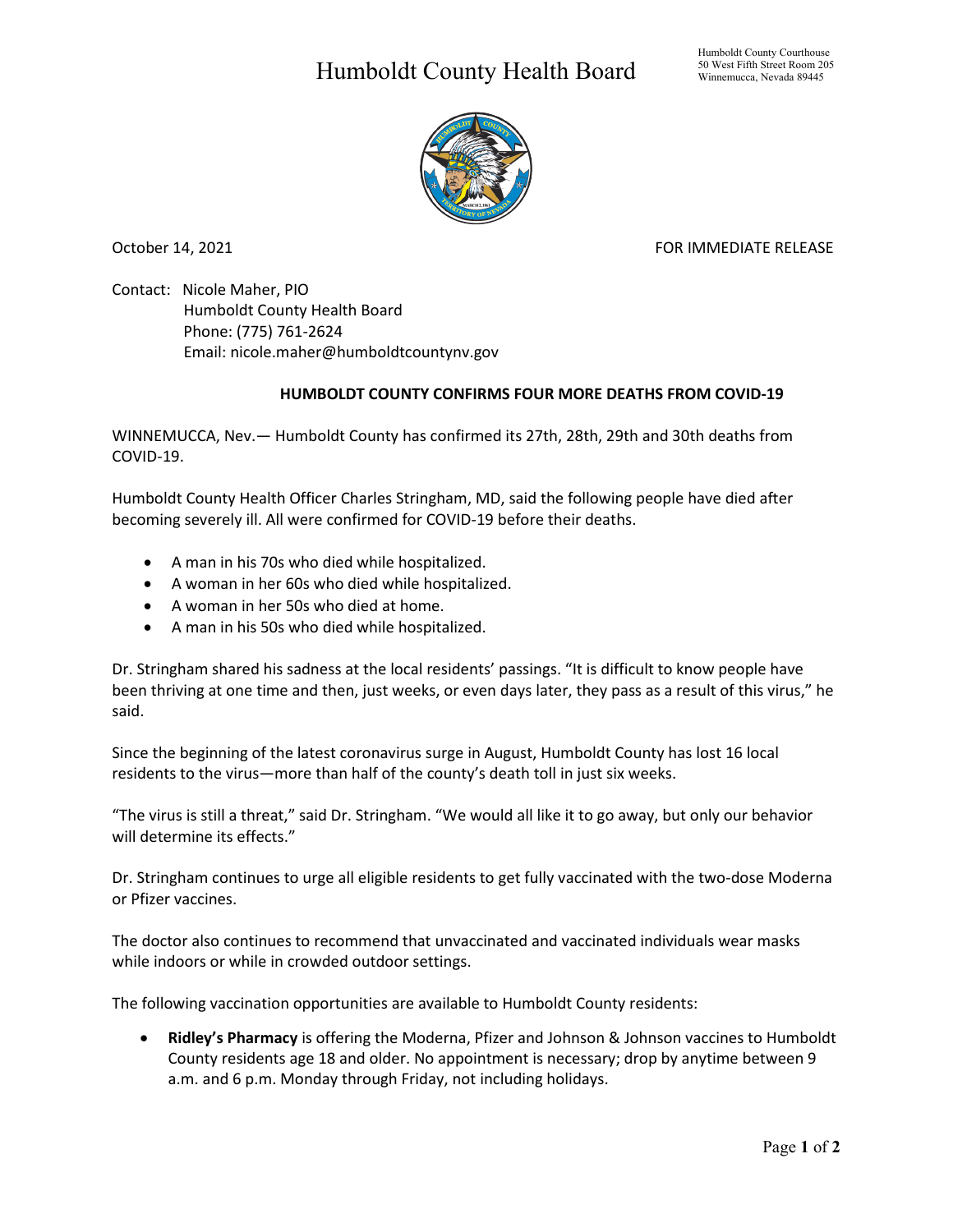# Humboldt County Health Board

Humboldt County Courthouse
50 West Fifth Street Room 205
Winnemucca, Nevada 89445

October 14, 2021

FOR IMMEDIATE RELEASE

Contact: Nicole Maher, PIO
Humboldt County Health Board
Phone: (775) 761-2624
Email: nicole.maher@humboldtcountynv.gov

## HUMBOLDT COUNTY CONFIRMS FOUR MORE DEATHS FROM COVID-19

WINNEMUCCA, Nev.— Humboldt County has confirmed its 27th, 28th, 29th and 30th deaths from COVID-19.

Humboldt County Health Officer Charles Stringham, MD, said the following people have died after becoming severely ill. All were confirmed for COVID-19 before their deaths.

- A man in his 70s who died while hospitalized.
- A woman in her 60s who died while hospitalized.
- A woman in her 50s who died at home.
- A man in his 50s who died while hospitalized.

Dr. Stringham shared his sadness at the local residents' passings. "It is difficult to know people have been thriving at one time and then, just weeks, or even days later, they pass as a result of this virus," he said.

Since the beginning of the latest coronavirus surge in August, Humboldt County has lost 16 local residents to the virus—more than half of the county's death toll in just six weeks.

"The virus is still a threat," said Dr. Stringham. "We would all like it to go away, but only our behavior will determine its effects."

Dr. Stringham continues to urge all eligible residents to get fully vaccinated with the two-dose Moderna or Pfizer vaccines.

The doctor also continues to recommend that unvaccinated and vaccinated individuals wear masks while indoors or while in crowded outdoor settings.

The following vaccination opportunities are available to Humboldt County residents:

- **Ridley's Pharmacy** is offering the Moderna, Pfizer and Johnson & Johnson vaccines to Humboldt County residents age 18 and older. No appointment is necessary; drop by anytime between 9 a.m. and 6 p.m. Monday through Friday, not including holidays.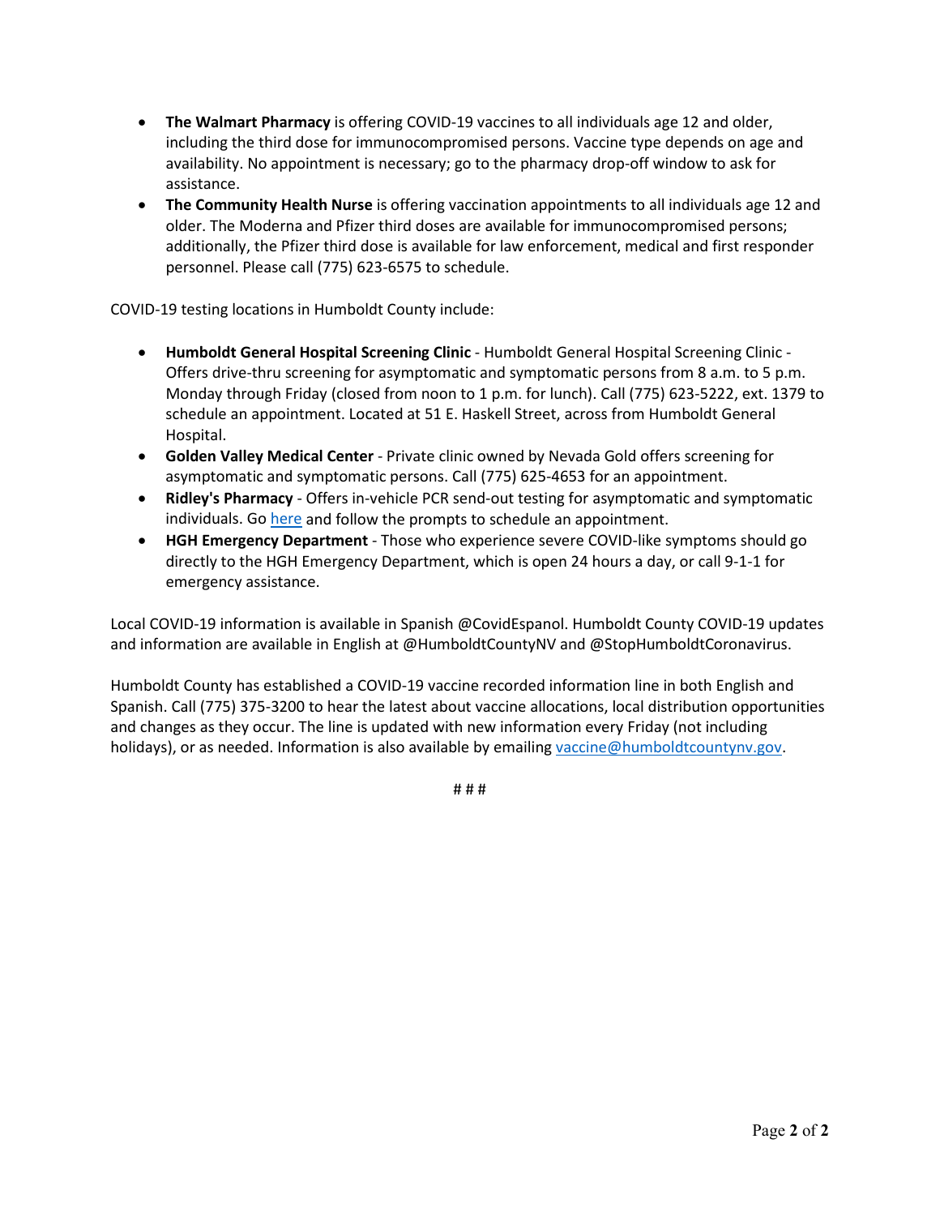- **The Walmart Pharmacy** is offering COVID-19 vaccines to all individuals age 12 and older, including the third dose for immunocompromised persons. Vaccine type depends on age and availability. No appointment is necessary; go to the pharmacy drop-off window to ask for assistance.
- **The Community Health Nurse** is offering vaccination appointments to all individuals age 12 and older. The Moderna and Pfizer third doses are available for immunocompromised persons; additionally, the Pfizer third dose is available for law enforcement, medical and first responder personnel. Please call (775) 623-6575 to schedule.

COVID-19 testing locations in Humboldt County include:

- **Humboldt General Hospital Screening Clinic** - Humboldt General Hospital Screening Clinic - Offers drive-thru screening for asymptomatic and symptomatic persons from 8 a.m. to 5 p.m. Monday through Friday (closed from noon to 1 p.m. for lunch). Call (775) 623-5222, ext. 1379 to schedule an appointment. Located at 51 E. Haskell Street, across from Humboldt General Hospital.
- **Golden Valley Medical Center** - Private clinic owned by Nevada Gold offers screening for asymptomatic and symptomatic persons. Call (775) 625-4653 for an appointment.
- **Ridley's Pharmacy** - Offers in-vehicle PCR send-out testing for asymptomatic and symptomatic individuals. Go here and follow the prompts to schedule an appointment.
- **HGH Emergency Department** - Those who experience severe COVID-like symptoms should go directly to the HGH Emergency Department, which is open 24 hours a day, or call 9-1-1 for emergency assistance.

Local COVID-19 information is available in Spanish @CovidEspanol. Humboldt County COVID-19 updates and information are available in English at @HumboldtCountyNV and @StopHumboldtCoronavirus.

Humboldt County has established a COVID-19 vaccine recorded information line in both English and Spanish. Call (775) 375-3200 to hear the latest about vaccine allocations, local distribution opportunities and changes as they occur. The line is updated with new information every Friday (not including holidays), or as needed. Information is also available by emailing vaccine@humboldtcountynv.gov.

# # #